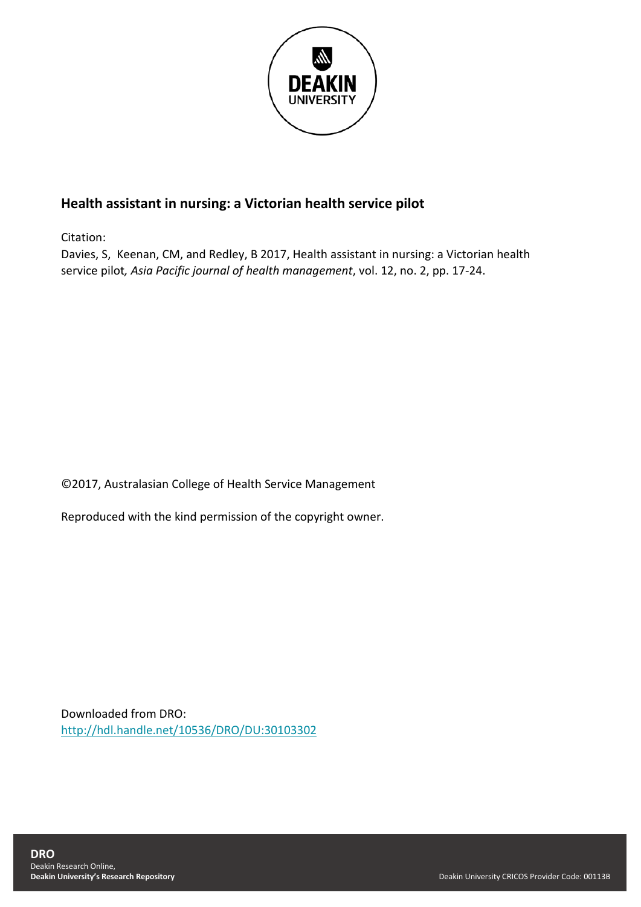# Health assistant in nursing: a Victorian health service pilot

Citation:

Davies, S, Keenan, CM, and Redley, B 2017, Health assistant in nursing: a Victorian health service pilot, *Asia Pacific journal of health management*, vol. 12, no. 2, pp. 17-24.

©2017, Australasian College of Health Service Management

Reproduced with the kind permission of the copyright owner.

Downloaded from DRO:
http://hdl.handle.net/10536/DRO/DU:30103302

**DRO**
Deakin Research Online,
**Deakin University's Research Repository**

Deakin University CRICOS Provider Code: 00113B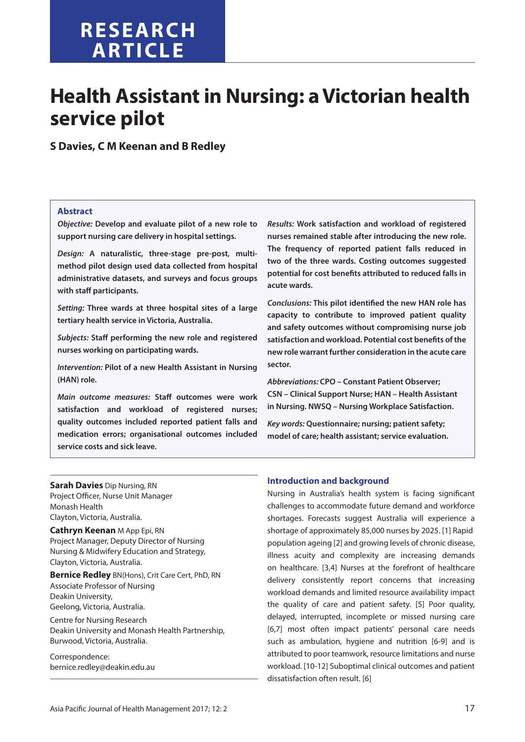RESEARCH ARTICLE

# Health Assistant in Nursing: a Victorian health service pilot

**S Davies, C M Keenan and B Redley**

## Abstract

***Objective:*** **Develop and evaluate pilot of a new role to support nursing care delivery in hospital settings.**

***Design:*** **A naturalistic, three-stage pre-post, multi-method pilot design used data collected from hospital administrative datasets, and surveys and focus groups with staff participants.**

***Setting:*** **Three wards at three hospital sites of a large tertiary health service in Victoria, Australia.**

***Subjects:*** **Staff performing the new role and registered nurses working on participating wards.**

***Intervention:*** **Pilot of a new Health Assistant in Nursing (HAN) role.**

***Main outcome measures:*** **Staff outcomes were work satisfaction and workload of registered nurses; quality outcomes included reported patient falls and medication errors; organisational outcomes included service costs and sick leave.**

***Results:*** **Work satisfaction and workload of registered nurses remained stable after introducing the new role. The frequency of reported patient falls reduced in two of the three wards. Costing outcomes suggested potential for cost benefits attributed to reduced falls in acute wards.**

***Conclusions:*** **This pilot identified the new HAN role has capacity to contribute to improved patient quality and safety outcomes without compromising nurse job satisfaction and workload. Potential cost benefits of the new role warrant further consideration in the acute care sector.**

***Abbreviations:*** **CPO – Constant Patient Observer; CSN – Clinical Support Nurse; HAN – Health Assistant in Nursing. NWSQ – Nursing Workplace Satisfaction.**

***Key words:*** **Questionnaire; nursing; patient safety; model of care; health assistant; service evaluation.**

---

**Sarah Davies** Dip Nursing, RN
Project Officer, Nurse Unit Manager
Monash Health
Clayton, Victoria, Australia.

**Cathryn Keenan** M App Epi, RN
Project Manager, Deputy Director of Nursing
Nursing & Midwifery Education and Strategy,
Clayton, Victoria, Australia.

**Bernice Redley** BN(Hons), Crit Care Cert, PhD, RN
Associate Professor of Nursing
Deakin University,
Geelong, Victoria, Australia.

Centre for Nursing Research
Deakin University and Monash Health Partnership,
Burwood, Victoria, Australia.

Correspondence:
bernice.redley@deakin.edu.au

---

## Introduction and background

Nursing in Australia's health system is facing significant challenges to accommodate future demand and workforce shortages. Forecasts suggest Australia will experience a shortage of approximately 85,000 nurses by 2025. [1] Rapid population ageing [2] and growing levels of chronic disease, illness acuity and complexity are increasing demands on healthcare. [3,4] Nurses at the forefront of healthcare delivery consistently report concerns that increasing workload demands and limited resource availability impact the quality of care and patient safety. [5] Poor quality, delayed, interrupted, incomplete or missed nursing care [6,7] most often impact patients' personal care needs such as ambulation, hygiene and nutrition [6-9] and is attributed to poor teamwork, resource limitations and nurse workload. [10-12] Suboptimal clinical outcomes and patient dissatisfaction often result. [6]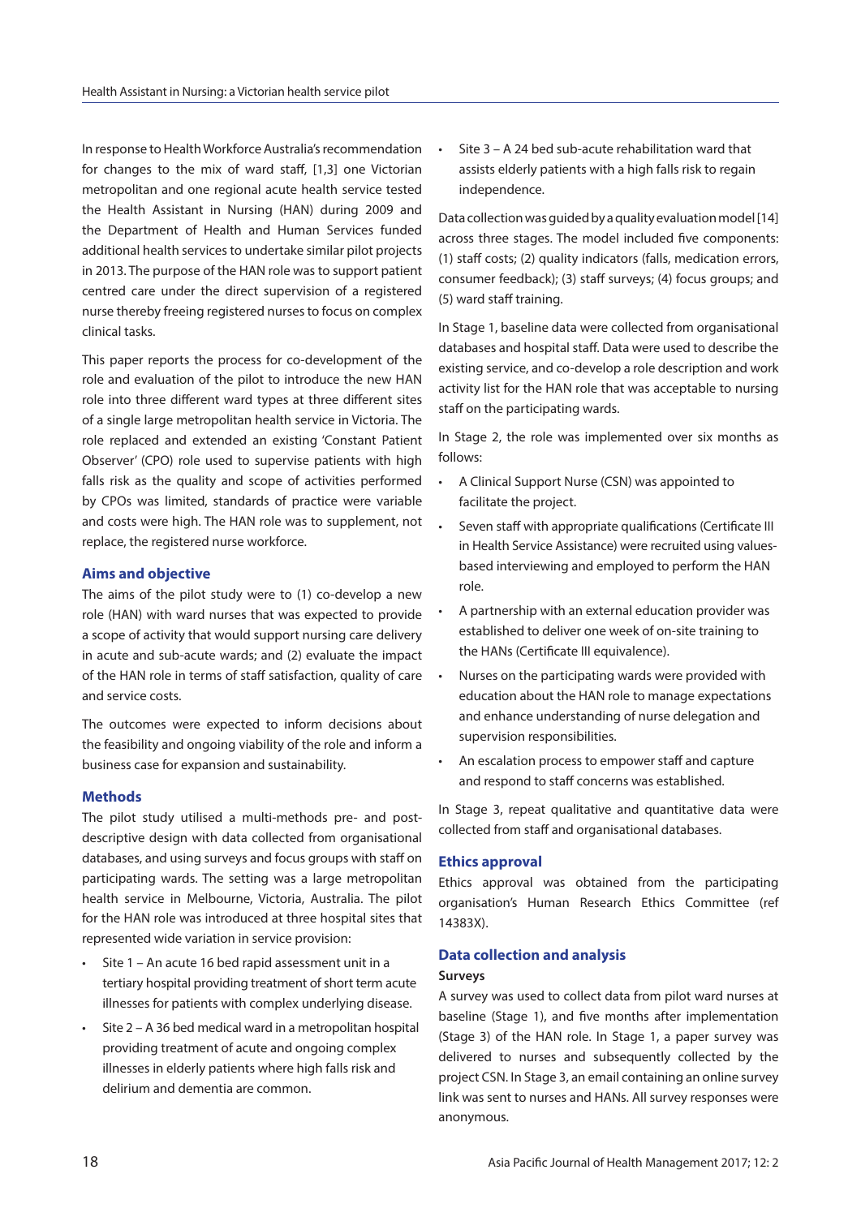In response to Health Workforce Australia's recommendation for changes to the mix of ward staff, [1,3] one Victorian metropolitan and one regional acute health service tested the Health Assistant in Nursing (HAN) during 2009 and the Department of Health and Human Services funded additional health services to undertake similar pilot projects in 2013. The purpose of the HAN role was to support patient centred care under the direct supervision of a registered nurse thereby freeing registered nurses to focus on complex clinical tasks.

This paper reports the process for co-development of the role and evaluation of the pilot to introduce the new HAN role into three different ward types at three different sites of a single large metropolitan health service in Victoria. The role replaced and extended an existing 'Constant Patient Observer' (CPO) role used to supervise patients with high falls risk as the quality and scope of activities performed by CPOs was limited, standards of practice were variable and costs were high. The HAN role was to supplement, not replace, the registered nurse workforce.

## Aims and objective

The aims of the pilot study were to (1) co-develop a new role (HAN) with ward nurses that was expected to provide a scope of activity that would support nursing care delivery in acute and sub-acute wards; and (2) evaluate the impact of the HAN role in terms of staff satisfaction, quality of care and service costs.

The outcomes were expected to inform decisions about the feasibility and ongoing viability of the role and inform a business case for expansion and sustainability.

## Methods

The pilot study utilised a multi-methods pre- and post-descriptive design with data collected from organisational databases, and using surveys and focus groups with staff on participating wards. The setting was a large metropolitan health service in Melbourne, Victoria, Australia. The pilot for the HAN role was introduced at three hospital sites that represented wide variation in service provision:

- Site 1 – An acute 16 bed rapid assessment unit in a tertiary hospital providing treatment of short term acute illnesses for patients with complex underlying disease.
- Site 2 – A 36 bed medical ward in a metropolitan hospital providing treatment of acute and ongoing complex illnesses in elderly patients where high falls risk and delirium and dementia are common.
- Site 3 – A 24 bed sub-acute rehabilitation ward that assists elderly patients with a high falls risk to regain independence.

Data collection was guided by a quality evaluation model [14] across three stages. The model included five components: (1) staff costs; (2) quality indicators (falls, medication errors, consumer feedback); (3) staff surveys; (4) focus groups; and (5) ward staff training.

In Stage 1, baseline data were collected from organisational databases and hospital staff. Data were used to describe the existing service, and co-develop a role description and work activity list for the HAN role that was acceptable to nursing staff on the participating wards.

In Stage 2, the role was implemented over six months as follows:

- A Clinical Support Nurse (CSN) was appointed to facilitate the project.
- Seven staff with appropriate qualifications (Certificate III in Health Service Assistance) were recruited using values-based interviewing and employed to perform the HAN role.
- A partnership with an external education provider was established to deliver one week of on-site training to the HANs (Certificate III equivalence).
- Nurses on the participating wards were provided with education about the HAN role to manage expectations and enhance understanding of nurse delegation and supervision responsibilities.
- An escalation process to empower staff and capture and respond to staff concerns was established.

In Stage 3, repeat qualitative and quantitative data were collected from staff and organisational databases.

## Ethics approval

Ethics approval was obtained from the participating organisation's Human Research Ethics Committee (ref 14383X).

## Data collection and analysis

### Surveys

A survey was used to collect data from pilot ward nurses at baseline (Stage 1), and five months after implementation (Stage 3) of the HAN role. In Stage 1, a paper survey was delivered to nurses and subsequently collected by the project CSN. In Stage 3, an email containing an online survey link was sent to nurses and HANs. All survey responses were anonymous.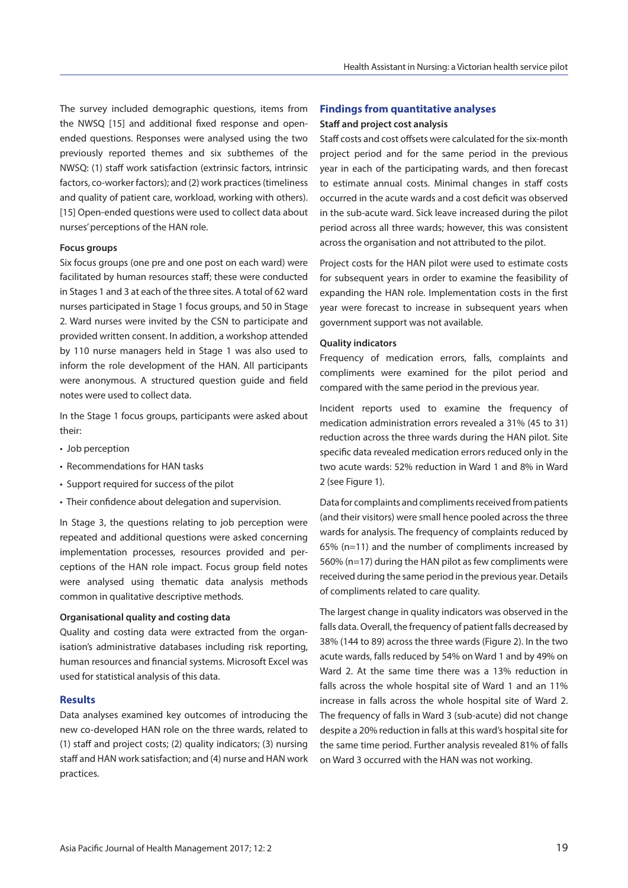The survey included demographic questions, items from the NWSQ [15] and additional fixed response and open-ended questions. Responses were analysed using the two previously reported themes and six subthemes of the NWSQ: (1) staff work satisfaction (extrinsic factors, intrinsic factors, co-worker factors); and (2) work practices (timeliness and quality of patient care, workload, working with others). [15] Open-ended questions were used to collect data about nurses' perceptions of the HAN role.

#### Focus groups

Six focus groups (one pre and one post on each ward) were facilitated by human resources staff; these were conducted in Stages 1 and 3 at each of the three sites. A total of 62 ward nurses participated in Stage 1 focus groups, and 50 in Stage 2. Ward nurses were invited by the CSN to participate and provided written consent. In addition, a workshop attended by 110 nurse managers held in Stage 1 was also used to inform the role development of the HAN. All participants were anonymous. A structured question guide and field notes were used to collect data.

In the Stage 1 focus groups, participants were asked about their:

- Job perception
- Recommendations for HAN tasks
- Support required for success of the pilot
- Their confidence about delegation and supervision.

In Stage 3, the questions relating to job perception were repeated and additional questions were asked concerning implementation processes, resources provided and perceptions of the HAN role impact. Focus group field notes were analysed using thematic data analysis methods common in qualitative descriptive methods.

#### Organisational quality and costing data

Quality and costing data were extracted from the organisation's administrative databases including risk reporting, human resources and financial systems. Microsoft Excel was used for statistical analysis of this data.

## Results

Data analyses examined key outcomes of introducing the new co-developed HAN role on the three wards, related to (1) staff and project costs; (2) quality indicators; (3) nursing staff and HAN work satisfaction; and (4) nurse and HAN work practices.

### Findings from quantitative analyses

#### Staff and project cost analysis

Staff costs and cost offsets were calculated for the six-month project period and for the same period in the previous year in each of the participating wards, and then forecast to estimate annual costs. Minimal changes in staff costs occurred in the acute wards and a cost deficit was observed in the sub-acute ward. Sick leave increased during the pilot period across all three wards; however, this was consistent across the organisation and not attributed to the pilot.

Project costs for the HAN pilot were used to estimate costs for subsequent years in order to examine the feasibility of expanding the HAN role. Implementation costs in the first year were forecast to increase in subsequent years when government support was not available.

#### Quality indicators

Frequency of medication errors, falls, complaints and compliments were examined for the pilot period and compared with the same period in the previous year.

Incident reports used to examine the frequency of medication administration errors revealed a 31% (45 to 31) reduction across the three wards during the HAN pilot. Site specific data revealed medication errors reduced only in the two acute wards: 52% reduction in Ward 1 and 8% in Ward 2 (see Figure 1).

Data for complaints and compliments received from patients (and their visitors) were small hence pooled across the three wards for analysis. The frequency of complaints reduced by 65% (n=11) and the number of compliments increased by 560% (n=17) during the HAN pilot as few compliments were received during the same period in the previous year. Details of compliments related to care quality.

The largest change in quality indicators was observed in the falls data. Overall, the frequency of patient falls decreased by 38% (144 to 89) across the three wards (Figure 2). In the two acute wards, falls reduced by 54% on Ward 1 and by 49% on Ward 2. At the same time there was a 13% reduction in falls across the whole hospital site of Ward 1 and an 11% increase in falls across the whole hospital site of Ward 2. The frequency of falls in Ward 3 (sub-acute) did not change despite a 20% reduction in falls at this ward's hospital site for the same time period. Further analysis revealed 81% of falls on Ward 3 occurred with the HAN was not working.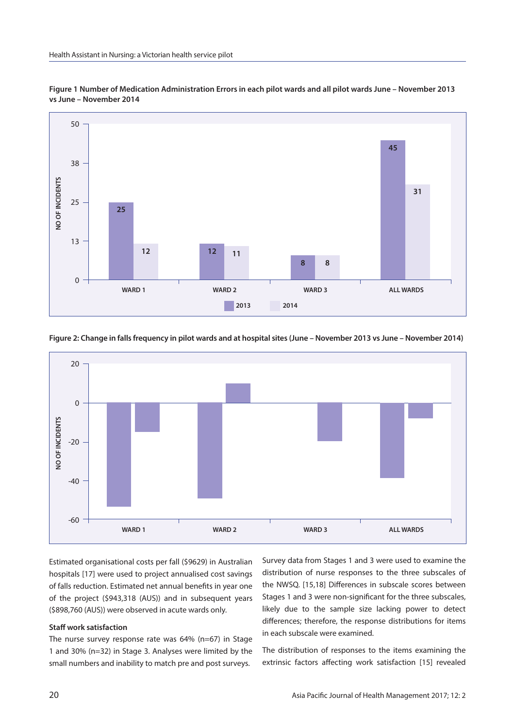**Figure 1 Number of Medication Administration Errors in each pilot wards and all pilot wards June – November 2013 vs June – November 2014**

| | 2013 | 2014 |
|---|---|---|
| WARD 1 | 25 | 12 |
| WARD 2 | 12 | 11 |
| WARD 3 | 8 | 8 |
| ALL WARDS | 45 | 31 |

**Figure 2: Change in falls frequency in pilot wards and at hospital sites (June – November 2013 vs June – November 2014)**

Estimated organisational costs per fall ($9629) in Australian hospitals [17] were used to project annualised cost savings of falls reduction. Estimated net annual benefits in year one of the project ($943,318 (AUS)) and in subsequent years ($898,760 (AUS)) were observed in acute wards only.

### Staff work satisfaction

The nurse survey response rate was 64% (n=67) in Stage 1 and 30% (n=32) in Stage 3. Analyses were limited by the small numbers and inability to match pre and post surveys.

Survey data from Stages 1 and 3 were used to examine the distribution of nurse responses to the three subscales of the NWSQ. [15,18] Differences in subscale scores between Stages 1 and 3 were non-significant for the three subscales, likely due to the sample size lacking power to detect differences; therefore, the response distributions for items in each subscale were examined.

The distribution of responses to the items examining the extrinsic factors affecting work satisfaction [15] revealed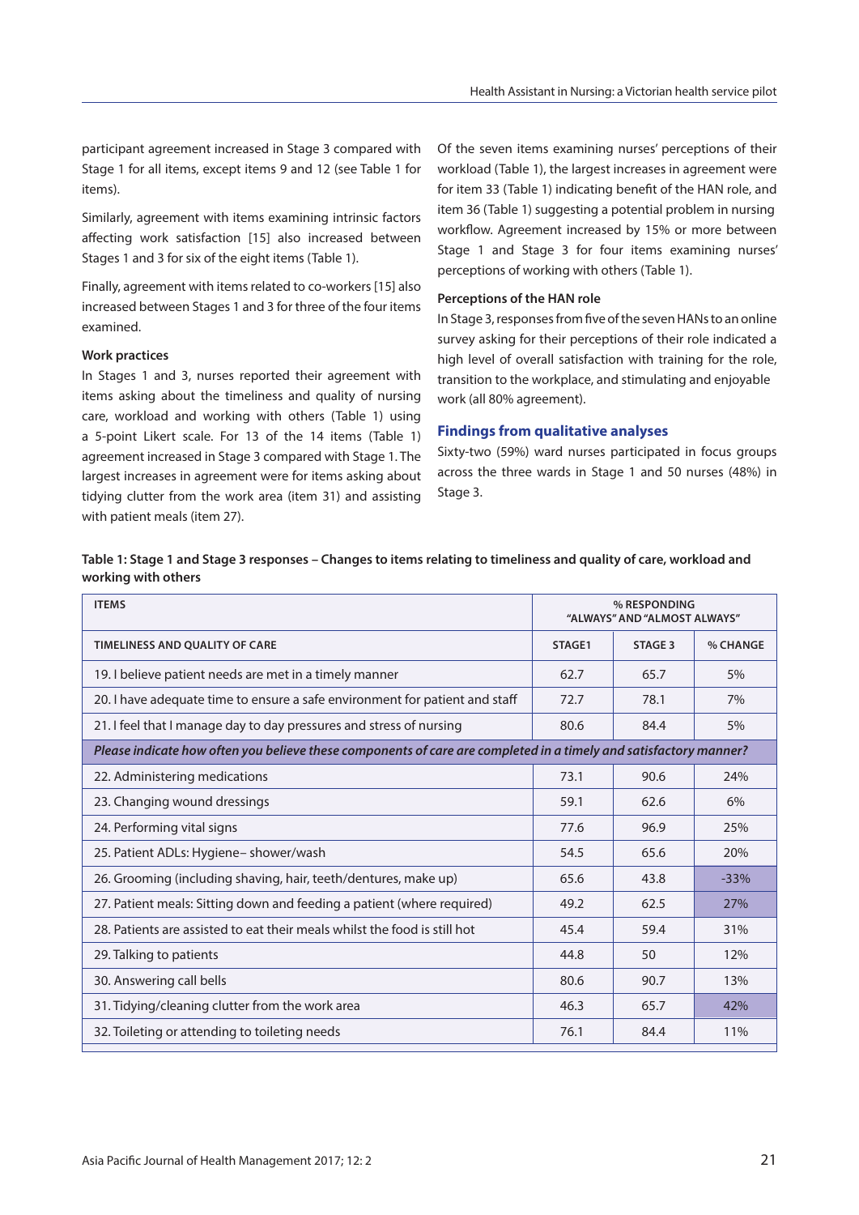participant agreement increased in Stage 3 compared with Stage 1 for all items, except items 9 and 12 (see Table 1 for items).

Similarly, agreement with items examining intrinsic factors affecting work satisfaction [15] also increased between Stages 1 and 3 for six of the eight items (Table 1).

Finally, agreement with items related to co-workers [15] also increased between Stages 1 and 3 for three of the four items examined.

### Work practices

In Stages 1 and 3, nurses reported their agreement with items asking about the timeliness and quality of nursing care, workload and working with others (Table 1) using a 5-point Likert scale. For 13 of the 14 items (Table 1) agreement increased in Stage 3 compared with Stage 1. The largest increases in agreement were for items asking about tidying clutter from the work area (item 31) and assisting with patient meals (item 27).

Of the seven items examining nurses' perceptions of their workload (Table 1), the largest increases in agreement were for item 33 (Table 1) indicating benefit of the HAN role, and item 36 (Table 1) suggesting a potential problem in nursing workflow. Agreement increased by 15% or more between Stage 1 and Stage 3 for four items examining nurses' perceptions of working with others (Table 1).

### Perceptions of the HAN role

In Stage 3, responses from five of the seven HANs to an online survey asking for their perceptions of their role indicated a high level of overall satisfaction with training for the role, transition to the workplace, and stimulating and enjoyable work (all 80% agreement).

## Findings from qualitative analyses

Sixty-two (59%) ward nurses participated in focus groups across the three wards in Stage 1 and 50 nurses (48%) in Stage 3.

**Table 1: Stage 1 and Stage 3 responses – Changes to items relating to timeliness and quality of care, workload and working with others**

| ITEMS | % RESPONDING "ALWAYS" AND "ALMOST ALWAYS" | | |
|---|---|---|---|
| TIMELINESS AND QUALITY OF CARE | STAGE1 | STAGE 3 | % CHANGE |
| 19. I believe patient needs are met in a timely manner | 62.7 | 65.7 | 5% |
| 20. I have adequate time to ensure a safe environment for patient and staff | 72.7 | 78.1 | 7% |
| 21. I feel that I manage day to day pressures and stress of nursing | 80.6 | 84.4 | 5% |
| *Please indicate how often you believe these components of care are completed in a timely and satisfactory manner?* | | | |
| 22. Administering medications | 73.1 | 90.6 | 24% |
| 23. Changing wound dressings | 59.1 | 62.6 | 6% |
| 24. Performing vital signs | 77.6 | 96.9 | 25% |
| 25. Patient ADLs: Hygiene– shower/wash | 54.5 | 65.6 | 20% |
| 26. Grooming (including shaving, hair, teeth/dentures, make up) | 65.6 | 43.8 | -33% |
| 27. Patient meals: Sitting down and feeding a patient (where required) | 49.2 | 62.5 | 27% |
| 28. Patients are assisted to eat their meals whilst the food is still hot | 45.4 | 59.4 | 31% |
| 29. Talking to patients | 44.8 | 50 | 12% |
| 30. Answering call bells | 80.6 | 90.7 | 13% |
| 31. Tidying/cleaning clutter from the work area | 46.3 | 65.7 | 42% |
| 32. Toileting or attending to toileting needs | 76.1 | 84.4 | 11% |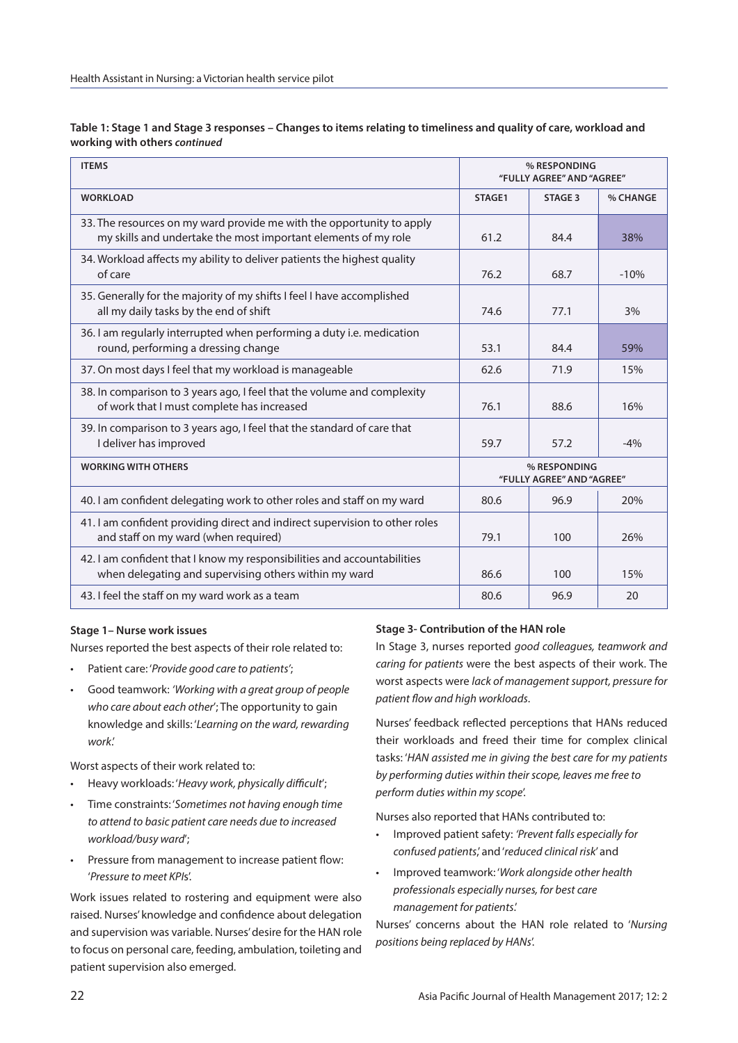**Table 1: Stage 1 and Stage 3 responses – Changes to items relating to timeliness and quality of care, workload and working with others *continued***

| ITEMS | % RESPONDING "FULLY AGREE" AND "AGREE" | | |
|---|---|---|---|
| **WORKLOAD** | **STAGE1** | **STAGE 3** | **% CHANGE** |
| 33. The resources on my ward provide me with the opportunity to apply my skills and undertake the most important elements of my role | 61.2 | 84.4 | 38% |
| 34. Workload affects my ability to deliver patients the highest quality of care | 76.2 | 68.7 | -10% |
| 35. Generally for the majority of my shifts I feel I have accomplished all my daily tasks by the end of shift | 74.6 | 77.1 | 3% |
| 36. I am regularly interrupted when performing a duty i.e. medication round, performing a dressing change | 53.1 | 84.4 | 59% |
| 37. On most days I feel that my workload is manageable | 62.6 | 71.9 | 15% |
| 38. In comparison to 3 years ago, I feel that the volume and complexity of work that I must complete has increased | 76.1 | 88.6 | 16% |
| 39. In comparison to 3 years ago, I feel that the standard of care that I deliver has improved | 59.7 | 57.2 | -4% |
| **WORKING WITH OTHERS** | **% RESPONDING "FULLY AGREE" AND "AGREE"** | | |
| 40. I am confident delegating work to other roles and staff on my ward | 80.6 | 96.9 | 20% |
| 41. I am confident providing direct and indirect supervision to other roles and staff on my ward (when required) | 79.1 | 100 | 26% |
| 42. I am confident that I know my responsibilities and accountabilities when delegating and supervising others within my ward | 86.6 | 100 | 15% |
| 43. I feel the staff on my ward work as a team | 80.6 | 96.9 | 20 |

**Stage 1– Nurse work issues**

Nurses reported the best aspects of their role related to:

- Patient care: '*Provide good care to patients*';
- Good teamwork: *'Working with a great group of people who care about each other*'; The opportunity to gain knowledge and skills: '*Learning on the ward, rewarding work.*'

Worst aspects of their work related to:

- Heavy workloads: '*Heavy work, physically difficult*';
- Time constraints: '*Sometimes not having enough time to attend to basic patient care needs due to increased workload/busy ward*';
- Pressure from management to increase patient flow: '*Pressure to meet KPIs*'.

Work issues related to rostering and equipment were also raised. Nurses' knowledge and confidence about delegation and supervision was variable. Nurses' desire for the HAN role to focus on personal care, feeding, ambulation, toileting and patient supervision also emerged.

**Stage 3- Contribution of the HAN role**

In Stage 3, nurses reported *good colleagues, teamwork and caring for patients* were the best aspects of their work. The worst aspects were *lack of management support, pressure for patient flow and high workloads*.

Nurses' feedback reflected perceptions that HANs reduced their workloads and freed their time for complex clinical tasks: '*HAN assisted me in giving the best care for my patients by performing duties within their scope, leaves me free to perform duties within my scope*'.

Nurses also reported that HANs contributed to:

- Improved patient safety: *'Prevent falls especially for confused patients*,' and '*reduced clinical risk*' and
- Improved teamwork: '*Work alongside other health professionals especially nurses, for best care management for patients*.'

Nurses' concerns about the HAN role related to '*Nursing positions being replaced by HANs*'.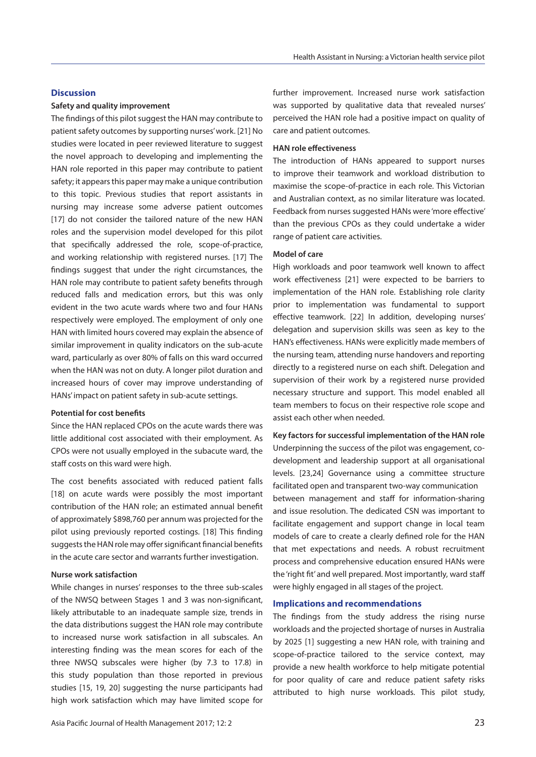## Discussion

### Safety and quality improvement

The findings of this pilot suggest the HAN may contribute to patient safety outcomes by supporting nurses' work. [21] No studies were located in peer reviewed literature to suggest the novel approach to developing and implementing the HAN role reported in this paper may contribute to patient safety; it appears this paper may make a unique contribution to this topic. Previous studies that report assistants in nursing may increase some adverse patient outcomes [17] do not consider the tailored nature of the new HAN roles and the supervision model developed for this pilot that specifically addressed the role, scope-of-practice, and working relationship with registered nurses. [17] The findings suggest that under the right circumstances, the HAN role may contribute to patient safety benefits through reduced falls and medication errors, but this was only evident in the two acute wards where two and four HANs respectively were employed. The employment of only one HAN with limited hours covered may explain the absence of similar improvement in quality indicators on the sub-acute ward, particularly as over 80% of falls on this ward occurred when the HAN was not on duty. A longer pilot duration and increased hours of cover may improve understanding of HANs' impact on patient safety in sub-acute settings.

### Potential for cost benefits

Since the HAN replaced CPOs on the acute wards there was little additional cost associated with their employment. As CPOs were not usually employed in the subacute ward, the staff costs on this ward were high.

The cost benefits associated with reduced patient falls [18] on acute wards were possibly the most important contribution of the HAN role; an estimated annual benefit of approximately $898,760 per annum was projected for the pilot using previously reported costings. [18] This finding suggests the HAN role may offer significant financial benefits in the acute care sector and warrants further investigation.

### Nurse work satisfaction

While changes in nurses' responses to the three sub-scales of the NWSQ between Stages 1 and 3 was non-significant, likely attributable to an inadequate sample size, trends in the data distributions suggest the HAN role may contribute to increased nurse work satisfaction in all subscales. An interesting finding was the mean scores for each of the three NWSQ subscales were higher (by 7.3 to 17.8) in this study population than those reported in previous studies [15, 19, 20] suggesting the nurse participants had high work satisfaction which may have limited scope for further improvement. Increased nurse work satisfaction was supported by qualitative data that revealed nurses' perceived the HAN role had a positive impact on quality of care and patient outcomes.

### HAN role effectiveness

The introduction of HANs appeared to support nurses to improve their teamwork and workload distribution to maximise the scope-of-practice in each role. This Victorian and Australian context, as no similar literature was located. Feedback from nurses suggested HANs were 'more effective' than the previous CPOs as they could undertake a wider range of patient care activities.

### Model of care

High workloads and poor teamwork well known to affect work effectiveness [21] were expected to be barriers to implementation of the HAN role. Establishing role clarity prior to implementation was fundamental to support effective teamwork. [22] In addition, developing nurses' delegation and supervision skills was seen as key to the HAN's effectiveness. HANs were explicitly made members of the nursing team, attending nurse handovers and reporting directly to a registered nurse on each shift. Delegation and supervision of their work by a registered nurse provided necessary structure and support. This model enabled all team members to focus on their respective role scope and assist each other when needed.

### Key factors for successful implementation of the HAN role

Underpinning the success of the pilot was engagement, co-development and leadership support at all organisational levels. [23,24] Governance using a committee structure facilitated open and transparent two-way communication between management and staff for information-sharing and issue resolution. The dedicated CSN was important to facilitate engagement and support change in local team models of care to create a clearly defined role for the HAN that met expectations and needs. A robust recruitment process and comprehensive education ensured HANs were the 'right fit' and well prepared. Most importantly, ward staff were highly engaged in all stages of the project.

## Implications and recommendations

The findings from the study address the rising nurse workloads and the projected shortage of nurses in Australia by 2025 [1] suggesting a new HAN role, with training and scope-of-practice tailored to the service context, may provide a new health workforce to help mitigate potential for poor quality of care and reduce patient safety risks attributed to high nurse workloads. This pilot study,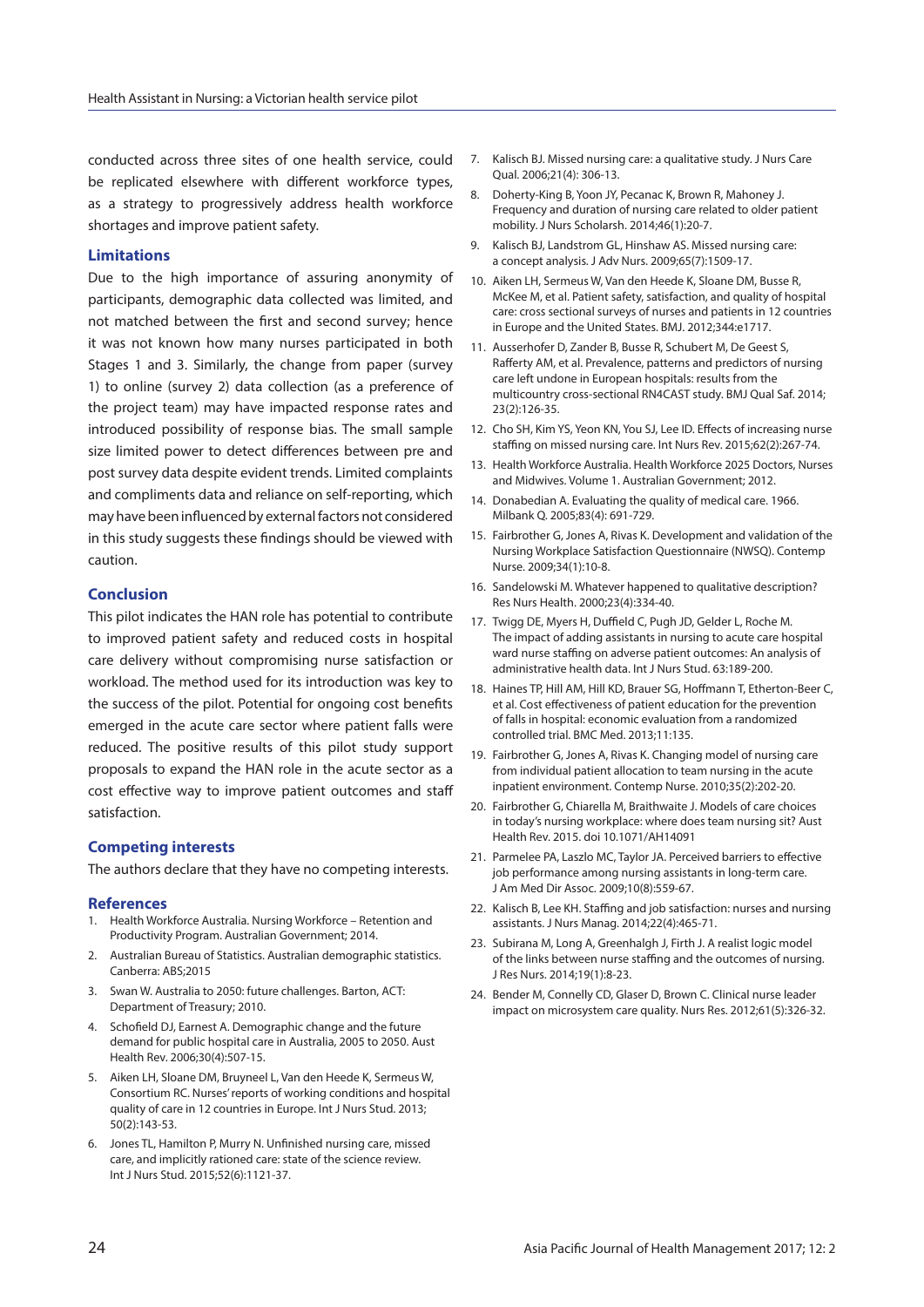conducted across three sites of one health service, could be replicated elsewhere with different workforce types, as a strategy to progressively address health workforce shortages and improve patient safety.

### Limitations

Due to the high importance of assuring anonymity of participants, demographic data collected was limited, and not matched between the first and second survey; hence it was not known how many nurses participated in both Stages 1 and 3. Similarly, the change from paper (survey 1) to online (survey 2) data collection (as a preference of the project team) may have impacted response rates and introduced possibility of response bias. The small sample size limited power to detect differences between pre and post survey data despite evident trends. Limited complaints and compliments data and reliance on self-reporting, which may have been influenced by external factors not considered in this study suggests these findings should be viewed with caution.

### Conclusion

This pilot indicates the HAN role has potential to contribute to improved patient safety and reduced costs in hospital care delivery without compromising nurse satisfaction or workload. The method used for its introduction was key to the success of the pilot. Potential for ongoing cost benefits emerged in the acute care sector where patient falls were reduced. The positive results of this pilot study support proposals to expand the HAN role in the acute sector as a cost effective way to improve patient outcomes and staff satisfaction.

### Competing interests

The authors declare that they have no competing interests.

### References

1. Health Workforce Australia. Nursing Workforce – Retention and Productivity Program. Australian Government; 2014.
2. Australian Bureau of Statistics. Australian demographic statistics. Canberra: ABS;2015
3. Swan W. Australia to 2050: future challenges. Barton, ACT: Department of Treasury; 2010.
4. Schofield DJ, Earnest A. Demographic change and the future demand for public hospital care in Australia, 2005 to 2050. Aust Health Rev. 2006;30(4):507-15.
5. Aiken LH, Sloane DM, Bruyneel L, Van den Heede K, Sermeus W, Consortium RC. Nurses' reports of working conditions and hospital quality of care in 12 countries in Europe. Int J Nurs Stud. 2013; 50(2):143-53.
6. Jones TL, Hamilton P, Murry N. Unfinished nursing care, missed care, and implicitly rationed care: state of the science review. Int J Nurs Stud. 2015;52(6):1121-37.
7. Kalisch BJ. Missed nursing care: a qualitative study. J Nurs Care Qual. 2006;21(4): 306-13.
8. Doherty-King B, Yoon JY, Pecanac K, Brown R, Mahoney J. Frequency and duration of nursing care related to older patient mobility. J Nurs Scholarsh. 2014;46(1):20-7.
9. Kalisch BJ, Landstrom GL, Hinshaw AS. Missed nursing care: a concept analysis. J Adv Nurs. 2009;65(7):1509-17.
10. Aiken LH, Sermeus W, Van den Heede K, Sloane DM, Busse R, McKee M, et al. Patient safety, satisfaction, and quality of hospital care: cross sectional surveys of nurses and patients in 12 countries in Europe and the United States. BMJ. 2012;344:e1717.
11. Ausserhofer D, Zander B, Busse R, Schubert M, De Geest S, Rafferty AM, et al. Prevalence, patterns and predictors of nursing care left undone in European hospitals: results from the multicountry cross-sectional RN4CAST study. BMJ Qual Saf. 2014; 23(2):126-35.
12. Cho SH, Kim YS, Yeon KN, You SJ, Lee ID. Effects of increasing nurse staffing on missed nursing care. Int Nurs Rev. 2015;62(2):267-74.
13. Health Workforce Australia. Health Workforce 2025 Doctors, Nurses and Midwives. Volume 1. Australian Government; 2012.
14. Donabedian A. Evaluating the quality of medical care. 1966. Milbank Q. 2005;83(4): 691-729.
15. Fairbrother G, Jones A, Rivas K. Development and validation of the Nursing Workplace Satisfaction Questionnaire (NWSQ). Contemp Nurse. 2009;34(1):10-8.
16. Sandelowski M. Whatever happened to qualitative description? Res Nurs Health. 2000;23(4):334-40.
17. Twigg DE, Myers H, Duffield C, Pugh JD, Gelder L, Roche M. The impact of adding assistants in nursing to acute care hospital ward nurse staffing on adverse patient outcomes: An analysis of administrative health data. Int J Nurs Stud. 63:189-200.
18. Haines TP, Hill AM, Hill KD, Brauer SG, Hoffmann T, Etherton-Beer C, et al. Cost effectiveness of patient education for the prevention of falls in hospital: economic evaluation from a randomized controlled trial. BMC Med. 2013;11:135.
19. Fairbrother G, Jones A, Rivas K. Changing model of nursing care from individual patient allocation to team nursing in the acute inpatient environment. Contemp Nurse. 2010;35(2):202-20.
20. Fairbrother G, Chiarella M, Braithwaite J. Models of care choices in today's nursing workplace: where does team nursing sit? Aust Health Rev. 2015. doi 10.1071/AH14091
21. Parmelee PA, Laszlo MC, Taylor JA. Perceived barriers to effective job performance among nursing assistants in long-term care. J Am Med Dir Assoc. 2009;10(8):559-67.
22. Kalisch B, Lee KH. Staffing and job satisfaction: nurses and nursing assistants. J Nurs Manag. 2014;22(4):465-71.
23. Subirana M, Long A, Greenhalgh J, Firth J. A realist logic model of the links between nurse staffing and the outcomes of nursing. J Res Nurs. 2014;19(1):8-23.
24. Bender M, Connelly CD, Glaser D, Brown C. Clinical nurse leader impact on microsystem care quality. Nurs Res. 2012;61(5):326-32.